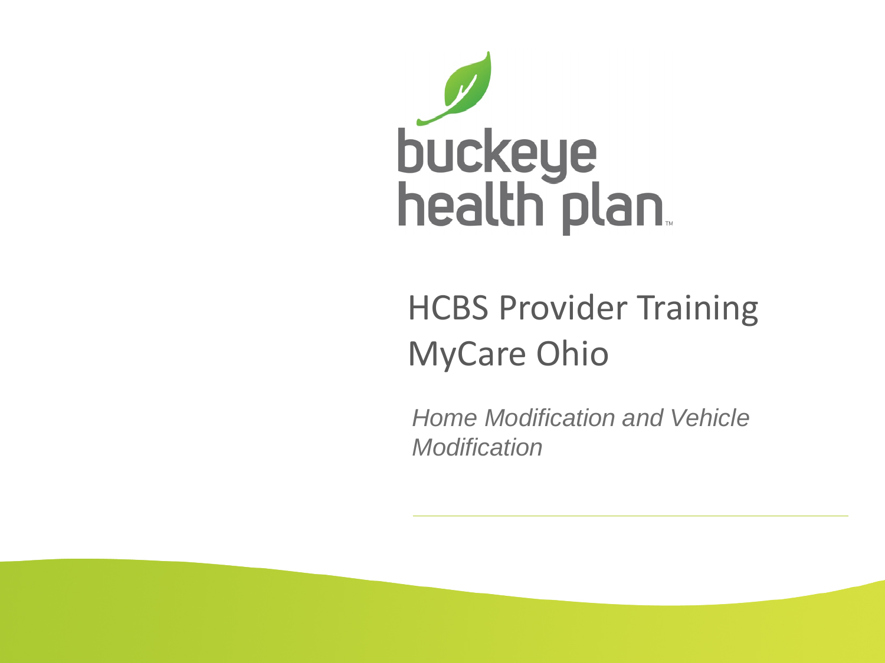buckeye health plan

# HCBS Provider Training MyCare Ohio

*Home Modification and Vehicle Modification*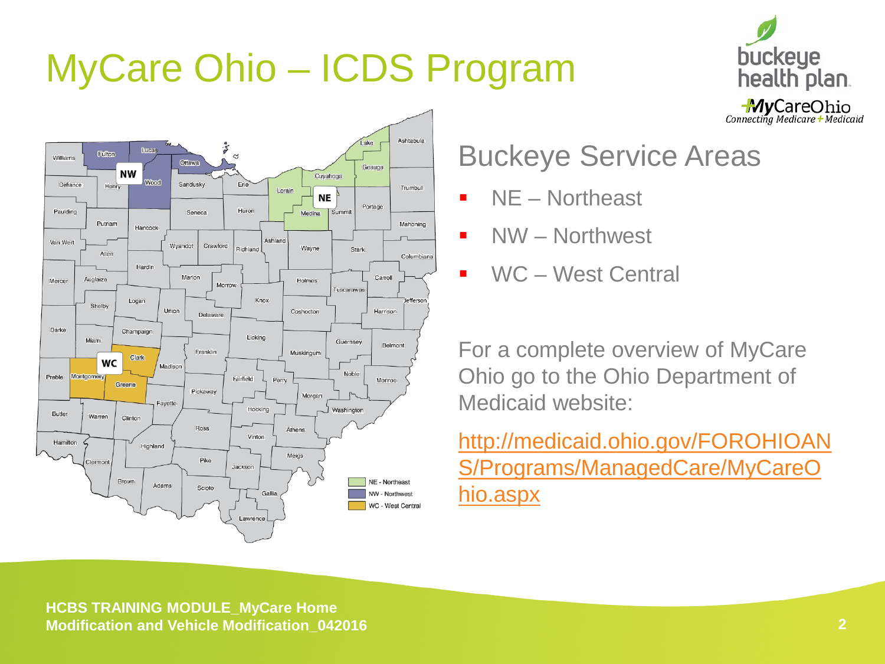# MyCare Ohio – ICDS Program

## Buckeye Service Areas

- NE – Northeast
- NW – Northwest
- WC – West Central

For a complete overview of MyCare Ohio go to the Ohio Department of Medicaid website:

http://medicaid.ohio.gov/FOROHIOANS/Programs/ManagedCare/MyCareOhio.aspx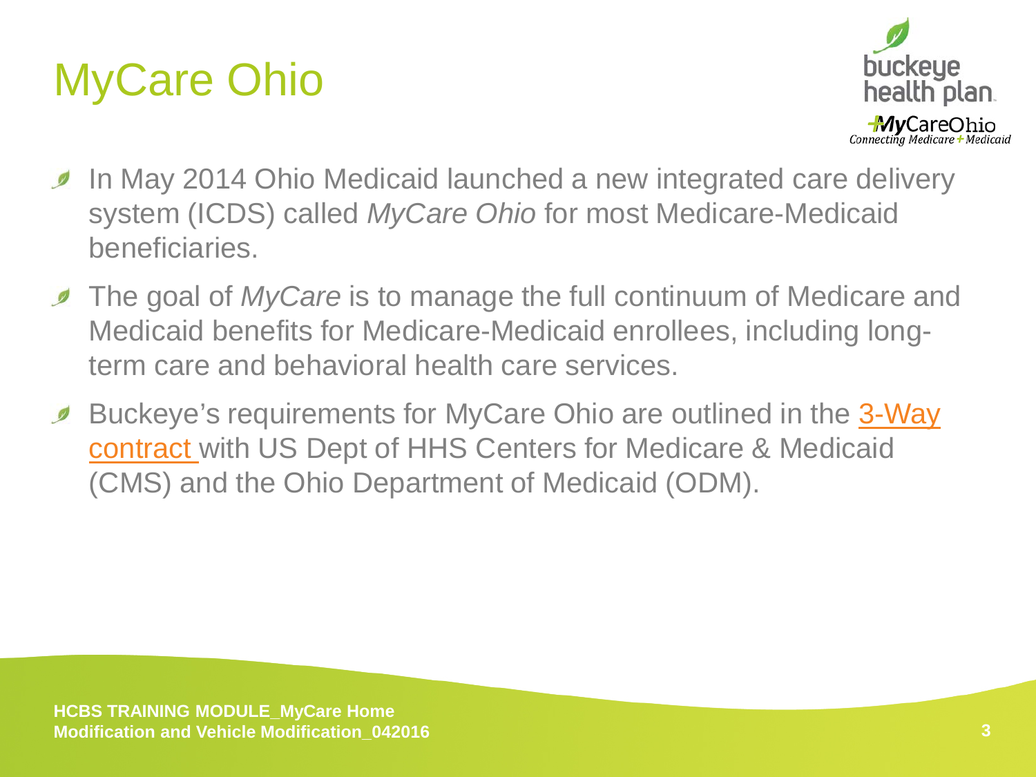# MyCare Ohio

- In May 2014 Ohio Medicaid launched a new integrated care delivery system (ICDS) called *MyCare Ohio* for most Medicare-Medicaid beneficiaries.
- The goal of *MyCare* is to manage the full continuum of Medicare and Medicaid benefits for Medicare-Medicaid enrollees, including long-term care and behavioral health care services.
- Buckeye's requirements for MyCare Ohio are outlined in the 3-Way contract with US Dept of HHS Centers for Medicare & Medicaid (CMS) and the Ohio Department of Medicaid (ODM).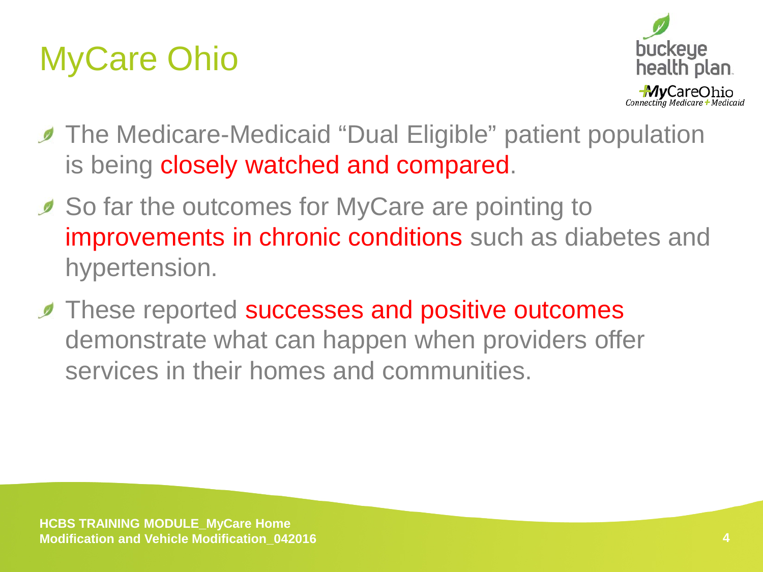# MyCare Ohio

- The Medicare-Medicaid "Dual Eligible" patient population is being closely watched and compared.
- So far the outcomes for MyCare are pointing to improvements in chronic conditions such as diabetes and hypertension.
- These reported successes and positive outcomes demonstrate what can happen when providers offer services in their homes and communities.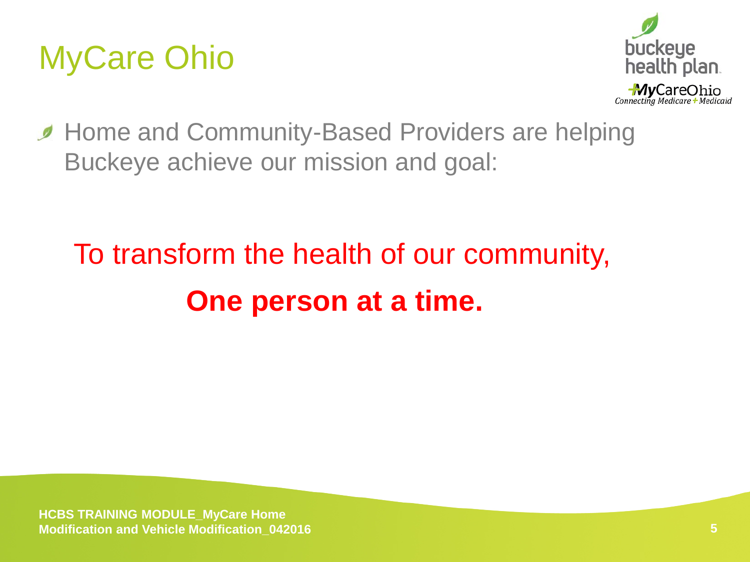# MyCare Ohio

- Home and Community-Based Providers are helping Buckeye achieve our mission and goal:

To transform the health of our community,

**One person at a time.**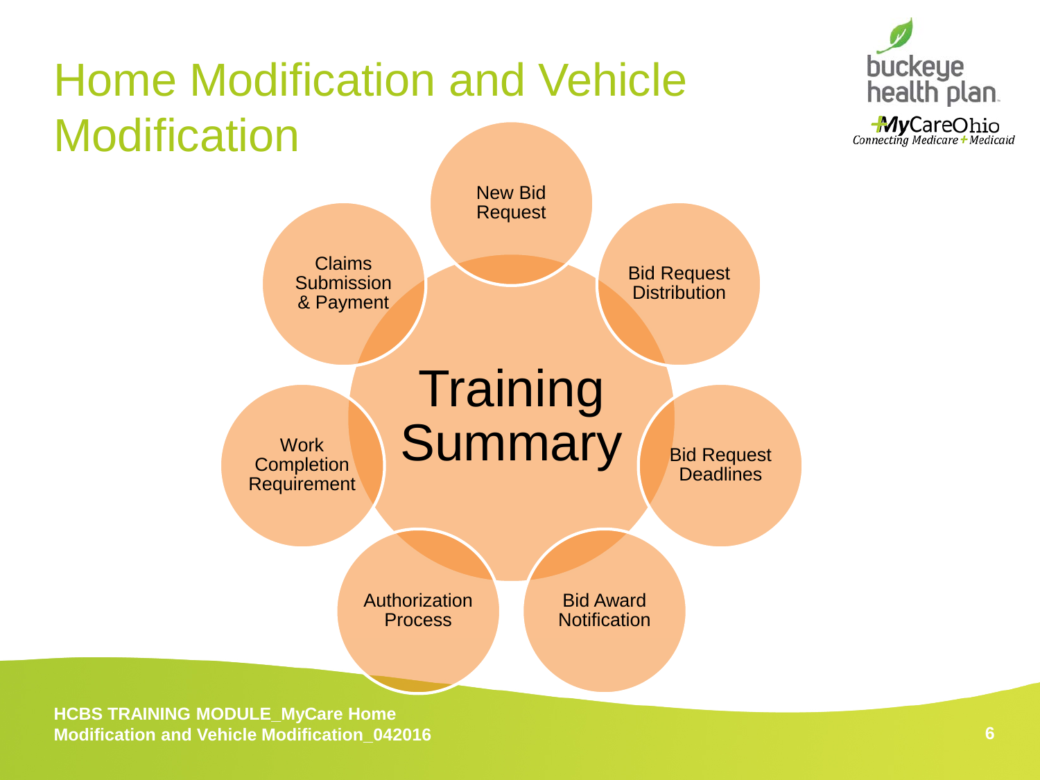# Home Modification and Vehicle Modification

## Training Summary

- New Bid Request
- Bid Request Distribution
- Bid Request Deadlines
- Bid Award Notification
- Authorization Process
- Work Completion Requirement
- Claims Submission & Payment

**HCBS TRAINING MODULE_MyCare Home Modification and Vehicle Modification_042016**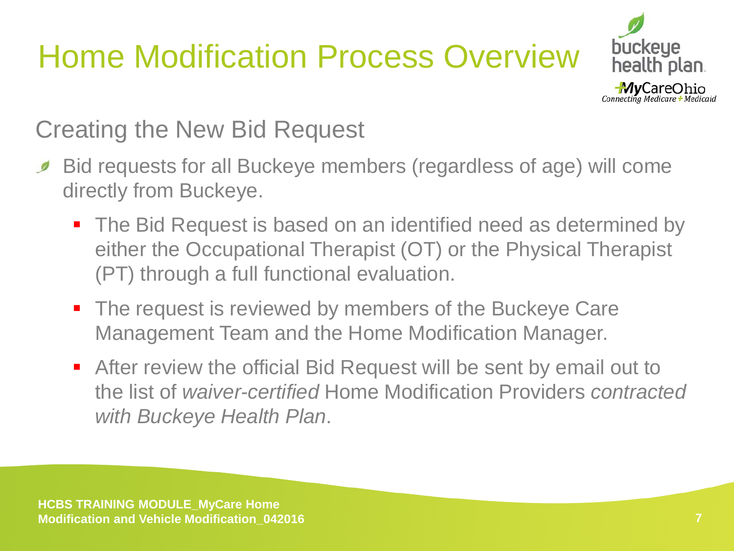# Home Modification Process Overview

## Creating the New Bid Request

- Bid requests for all Buckeye members (regardless of age) will come directly from Buckeye.
  - The Bid Request is based on an identified need as determined by either the Occupational Therapist (OT) or the Physical Therapist (PT) through a full functional evaluation.
  - The request is reviewed by members of the Buckeye Care Management Team and the Home Modification Manager.
  - After review the official Bid Request will be sent by email out to the list of *waiver-certified* Home Modification Providers *contracted with Buckeye Health Plan*.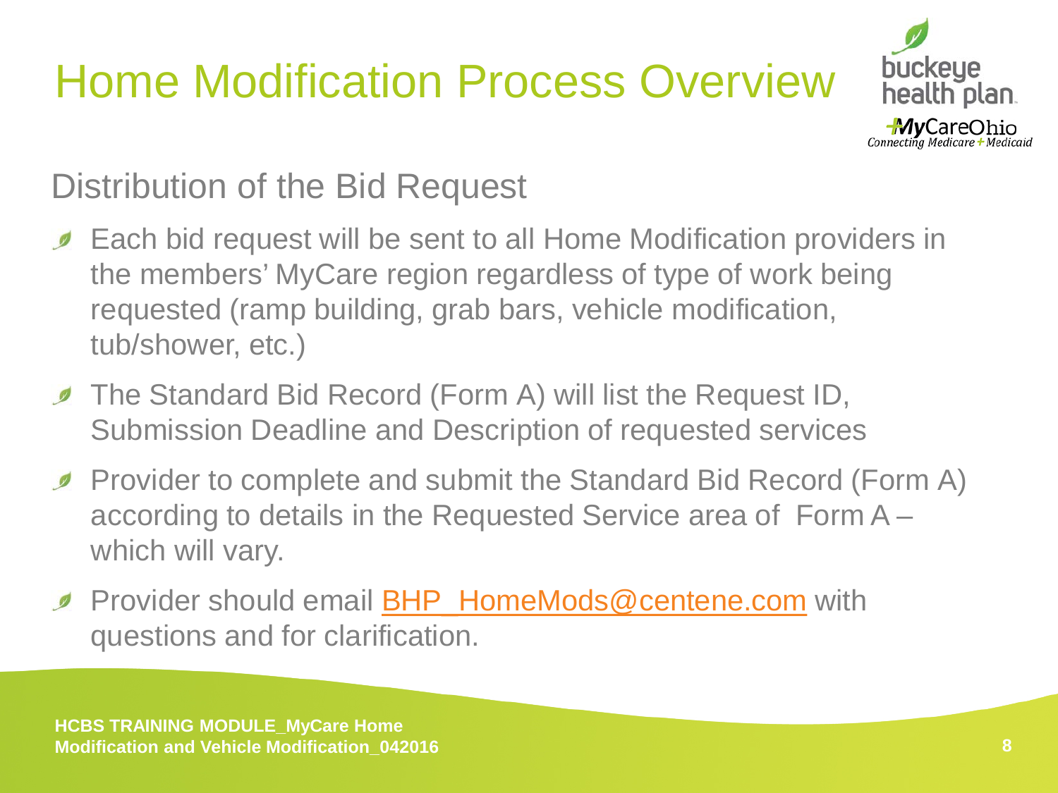# Home Modification Process Overview

## Distribution of the Bid Request

- Each bid request will be sent to all Home Modification providers in the members' MyCare region regardless of type of work being requested (ramp building, grab bars, vehicle modification, tub/shower, etc.)
- The Standard Bid Record (Form A) will list the Request ID, Submission Deadline and Description of requested services
- Provider to complete and submit the Standard Bid Record (Form A) according to details in the Requested Service area of Form A – which will vary.
- Provider should email BHP_HomeMods@centene.com with questions and for clarification.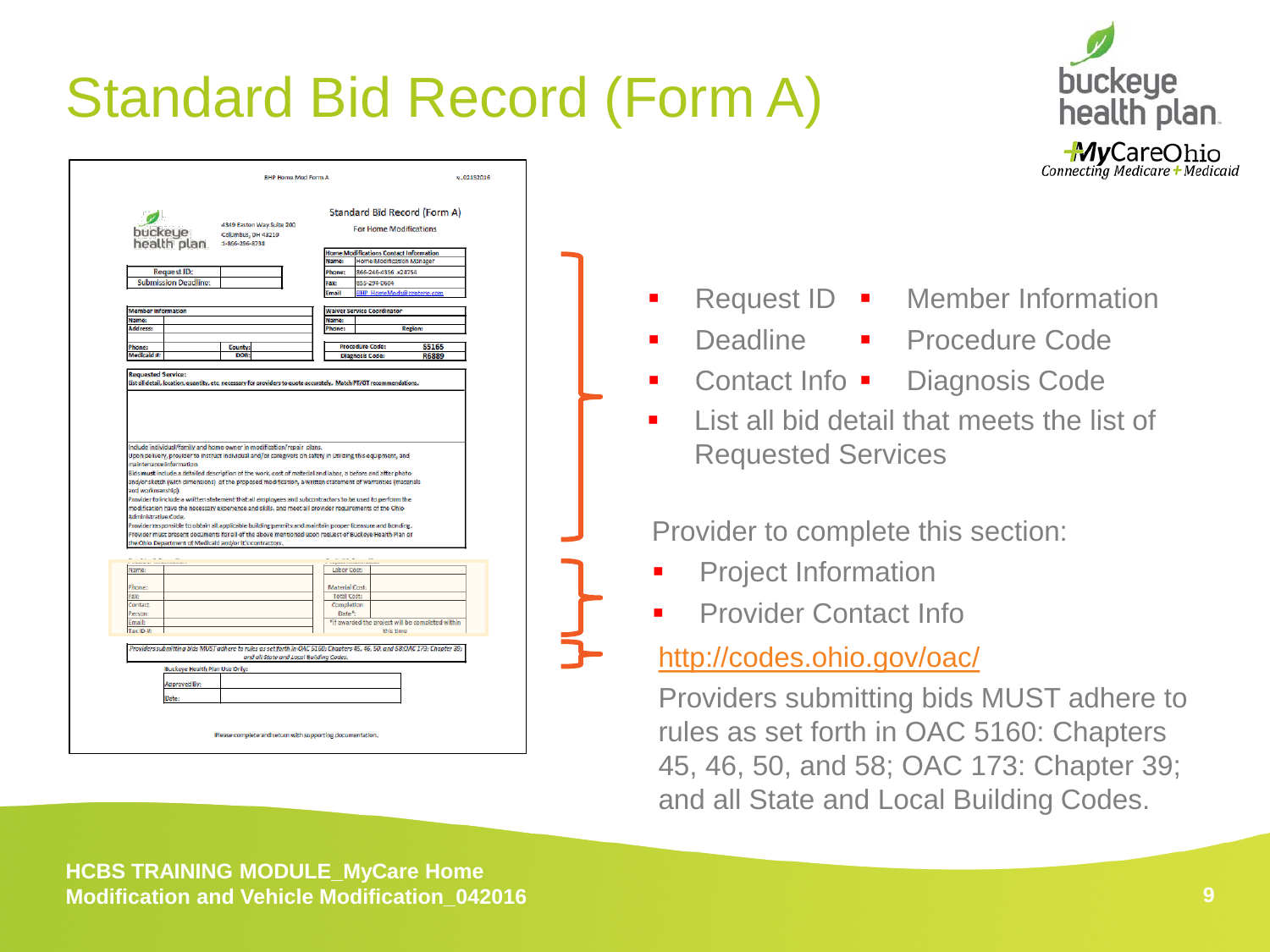# Standard Bid Record (Form A)

BHP Home Mod Form A v_02152016

## Standard Bid Record (Form A)

For Home Modifications

buckeye health plan
4349 Easton Way Suite 200
Columbus, OH 43219
1-866-296-8731

| Home Modifications Contact Information | |
|---|---|
| Name: | Home Modification Manager |
| Phone: | 866-246-4356 x24754 |
| Fax: | 855-294-0604 |
| Email: | BHP_HomeMods@centene.com |

| Request ID: | |
|---|---|
| Submission Deadline: | |

| Member Information | | | |
|---|---|---|---|
| Name: | | | |
| Address: | | | |
| | | | |
| Phone: | | County: | |
| Medicaid #: | | DOB: | |

| Waiver Service Coordinator | |
|---|---|
| Name: | |
| Phone: | Region: |

| Procedure Code: | S5165 |
|---|---|
| Diagnosis Code: | R6889 |

**Requested Service:**
List all detail, location, quantity, etc. necessary for providers to quote accurately. Match PT/OT recommendations.

Include individual/family and home owner in modification/repair plans.
Upon delivery, provider to instruct individual and/or caregivers on safety in utilizing this equipment, and maintenance information.
Bids must include a detailed description of the work, cost of material and labor, a before and after photo and/or sketch (with dimensions) of the proposed modification, a written statement of warranties (materials and workmanship).
Provider to include a written statement that all employees and subcontractors to be used to perform the modification have the necessary experience and skills, and meet all provider requirements of the Ohio Administrative Code.
Provider responsible to obtain all applicable building permits and maintain proper licensure and bonding.
Provider must present documents for all of the above mentioned upon request of Buckeye Health Plan or the Ohio Department of Medicaid and/or it's contractors.

| Name: | | Labor Cost: | |
|---|---|---|---|
| Phone: | | Material Cost: | |
| Fax: | | Total Cost: | |
| Contact Person: | | Completion Date*: | |
| Email: | | *If awarded the project will be completed within this time | |
| Tax ID #: | | | |

*Providers submitting bids MUST adhere to rules as set forth in OAC 5160: Chapters 45, 46, 50, and 58; OAC 173: Chapter 39; and all State and Local Building Codes.*

Buckeye Health Plan Use Only:

| Approved By: | |
|---|---|
| Date: | |

Please complete and return with supporting documentation.

- Request ID
- Deadline
- Contact Info
- Member Information
- Procedure Code
- Diagnosis Code
- List all bid detail that meets the list of Requested Services

Provider to complete this section:

- Project Information
- Provider Contact Info

http://codes.ohio.gov/oac/

Providers submitting bids MUST adhere to rules as set forth in OAC 5160: Chapters 45, 46, 50, and 58; OAC 173: Chapter 39; and all State and Local Building Codes.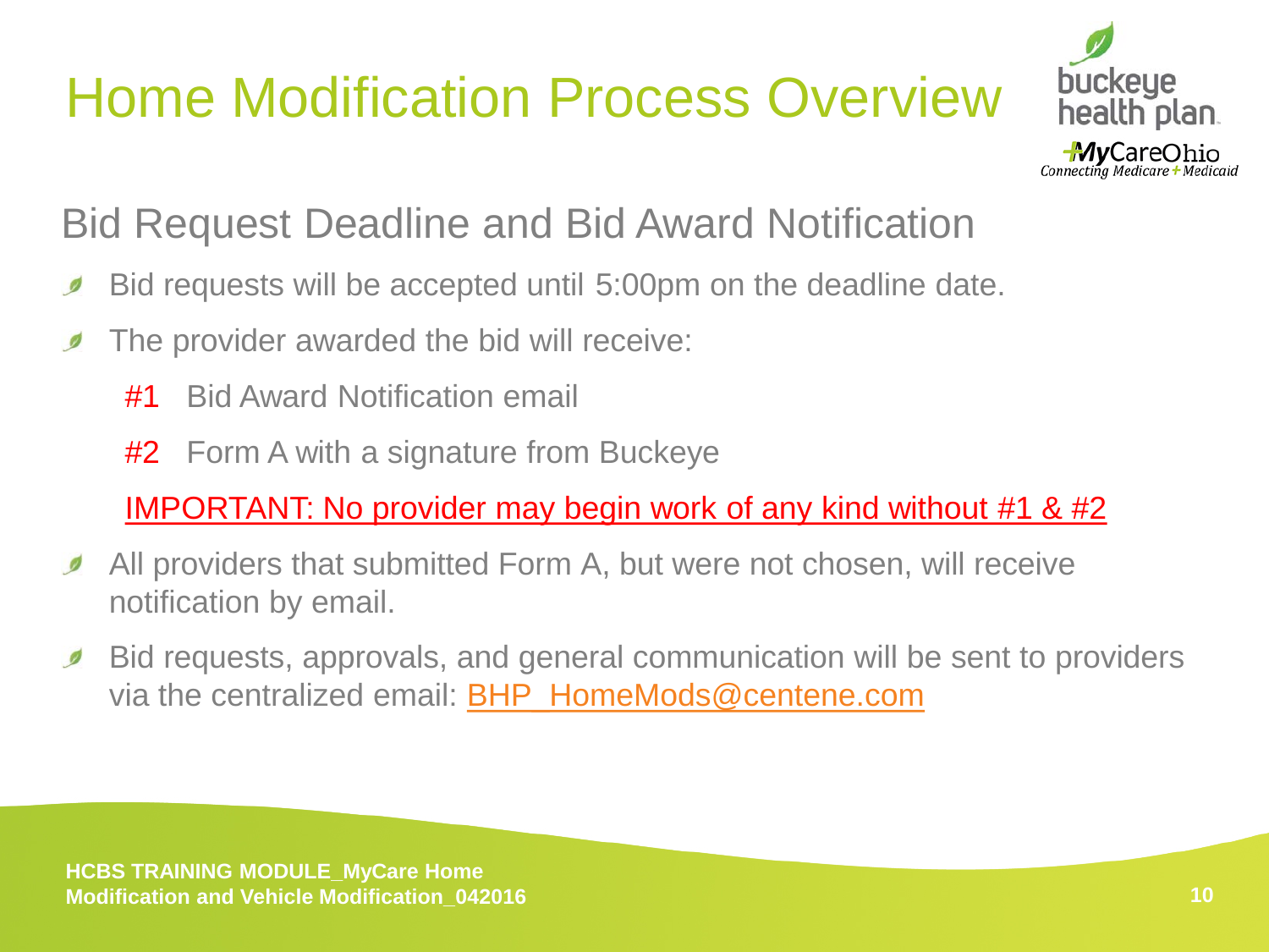# Home Modification Process Overview

## Bid Request Deadline and Bid Award Notification

- Bid requests will be accepted until 5:00pm on the deadline date.
- The provider awarded the bid will receive:

  #1 Bid Award Notification email

  #2 Form A with a signature from Buckeye

  IMPORTANT: No provider may begin work of any kind without #1 & #2

- All providers that submitted Form A, but were not chosen, will receive notification by email.
- Bid requests, approvals, and general communication will be sent to providers via the centralized email: BHP_HomeMods@centene.com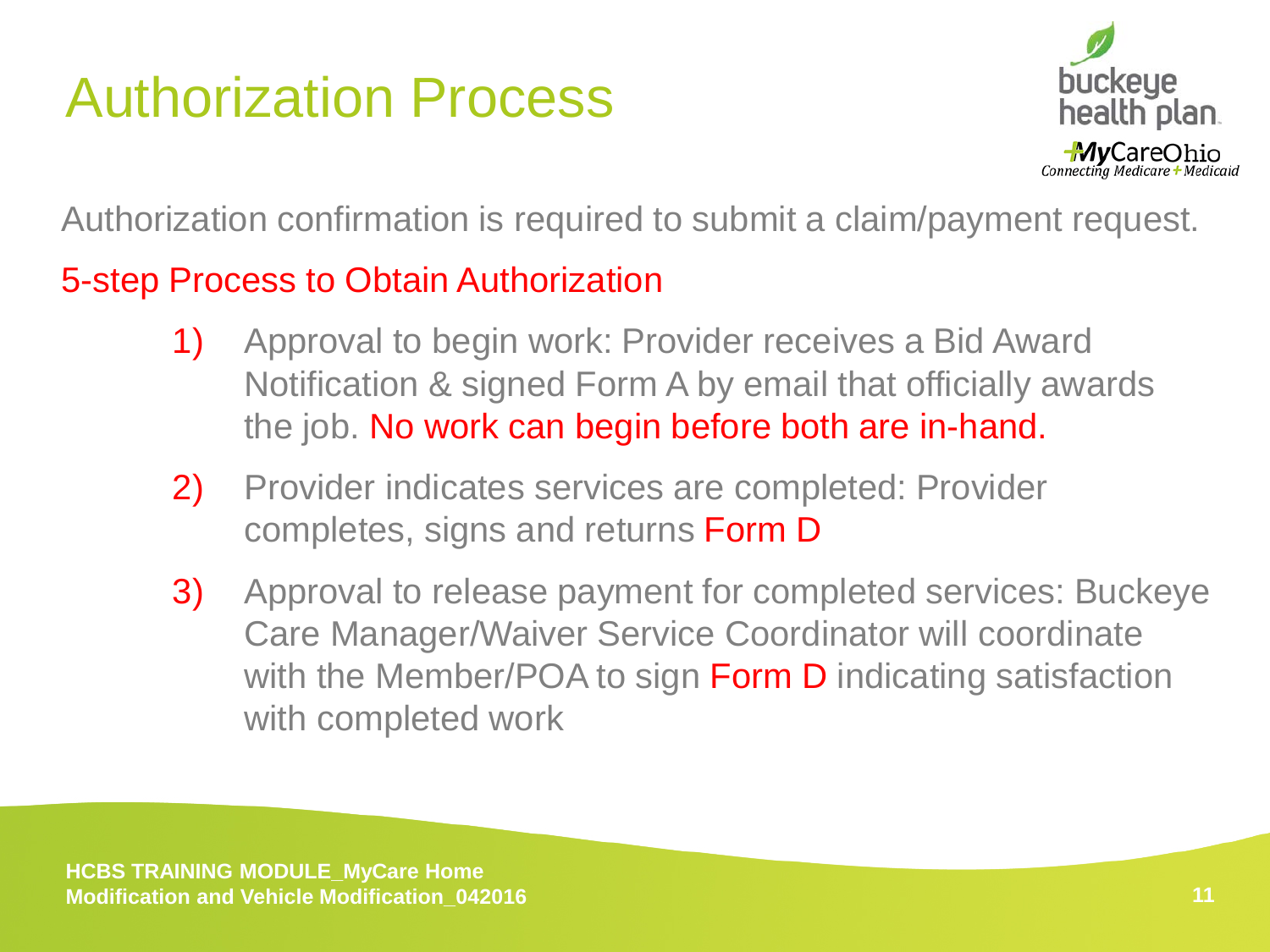# Authorization Process

Authorization confirmation is required to submit a claim/payment request.

## 5-step Process to Obtain Authorization

1) Approval to begin work: Provider receives a Bid Award Notification & signed Form A by email that officially awards the job. No work can begin before both are in-hand.

2) Provider indicates services are completed: Provider completes, signs and returns Form D

3) Approval to release payment for completed services: Buckeye Care Manager/Waiver Service Coordinator will coordinate with the Member/POA to sign Form D indicating satisfaction with completed work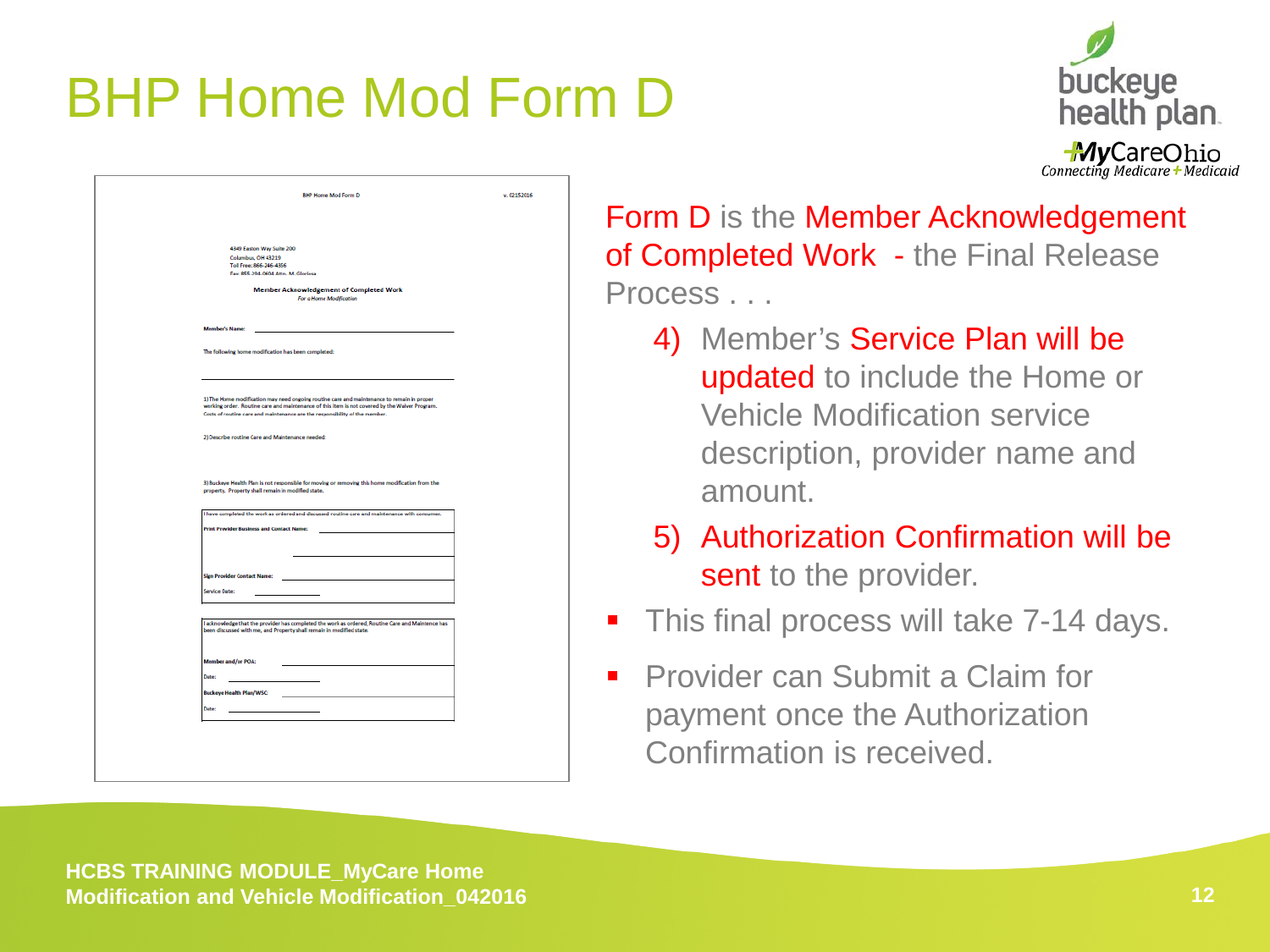# BHP Home Mod Form D

BHP Home Mod Form D — v. 02152016

4349 Easton Way Suite 200
Columbus, OH 43219
Toll Free: 866-246-4356
Fax: 855-294-0604 Attn. M. Glorissa

**Member Acknowledgement of Completed Work**
*For a Home Modification*

**Member's Name:** ____________________

The following home modification has been completed:

____________________

1) The Home modification may need ongoing routine care and maintenance to remain in proper working order. Routine care and maintenance of this item is not covered by the Waiver Program. Costs of routine care and maintenance are the responsibility of the member.

2) Describe routine Care and Maintenance needed:

3) Buckeye Health Plan is not responsible for moving or removing this home modification from the property. Property shall remain in modified state.

I have completed the work as ordered and discussed routine care and maintenance with consumer.

**Print Provider Business and Contact Name:** ____________________

**Sign Provider Contact Name:** ____________________

Service Date: ____________________

I acknowledge that the provider has completed the work as ordered, Routine Care and Maintence has been discussed with me, and Property shall remain in modified state.

**Member and/or POA:** ____________________

Date: ____________________

**Buckeye Health Plan/WSC:** ____________________

Date: ____________________

Form D is the Member Acknowledgement of Completed Work - the Final Release Process . . .

4) Member's Service Plan will be updated to include the Home or Vehicle Modification service description, provider name and amount.
5) Authorization Confirmation will be sent to the provider.

- This final process will take 7-14 days.
- Provider can Submit a Claim for payment once the Authorization Confirmation is received.

HCBS TRAINING MODULE_MyCare Home Modification and Vehicle Modification_042016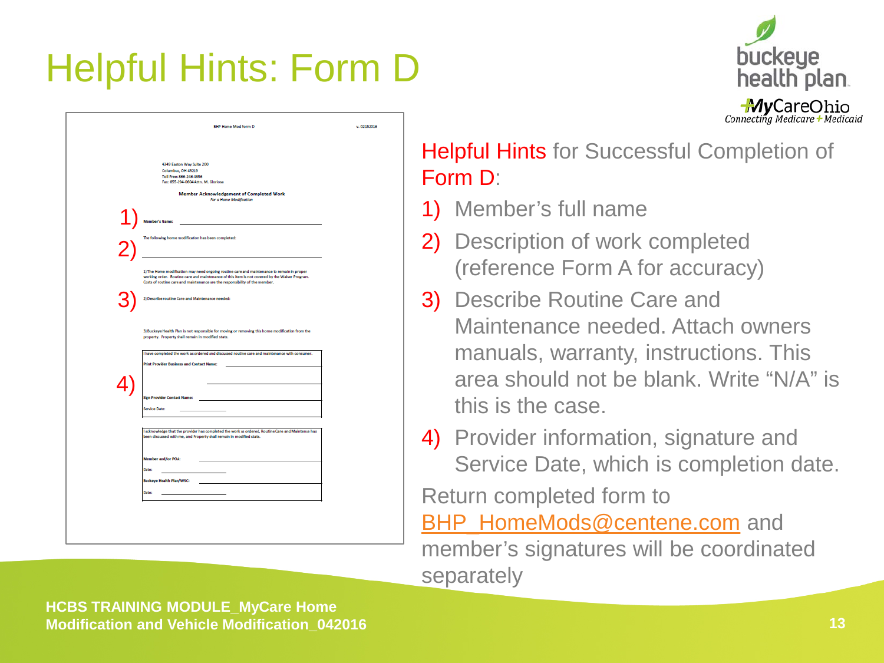# Helpful Hints: Form D

BHP Home Mod Form D v. 02152016

4349 Easton Way Suite 200
Columbus, OH 43219
Toll Free: 866-246-4356
Fax: 855-294-0604 Attn. M. Gloriosa

**Member Acknowledgement of Completed Work**
*For a Home Modification*

1) **Member's Name:** ____________________

The following home modification has been completed:

2) ____________________

1) The Home modification may need ongoing routine care and maintenance to remain in proper working order. Routine care and maintenance of this item is not covered by the Waiver Program. Costs of routine care and maintenance are the responsibility of the member.

3) 2) Describe routine Care and Maintenance needed:

3) Buckeye Health Plan is not responsible for moving or removing this home modification from the property. Property shall remain in modified state.

I have completed the work as ordered and discussed routine care and maintenance with consumer.

4)
**Print Provider Business and Contact Name:** ____________________

**Sign Provider Contact Name:** ____________________

Service Date: ____________________

I acknowledge that the provider has completed the work as ordered, Routine Care and Maintence has been discussed with me, and Property shall remain in modified state.

**Member and/or POA:** ____________________

Date: ____________________

**Buckeye Health Plan/WSC:** ____________________

Date: ____________________

Helpful Hints for Successful Completion of Form D:

1) Member's full name
2) Description of work completed (reference Form A for accuracy)
3) Describe Routine Care and Maintenance needed. Attach owners manuals, warranty, instructions. This area should not be blank. Write "N/A" is this is the case.
4) Provider information, signature and Service Date, which is completion date.

Return completed form to BHP_HomeMods@centene.com and member's signatures will be coordinated separately

**HCBS TRAINING MODULE_MyCare Home Modification and Vehicle Modification_042016**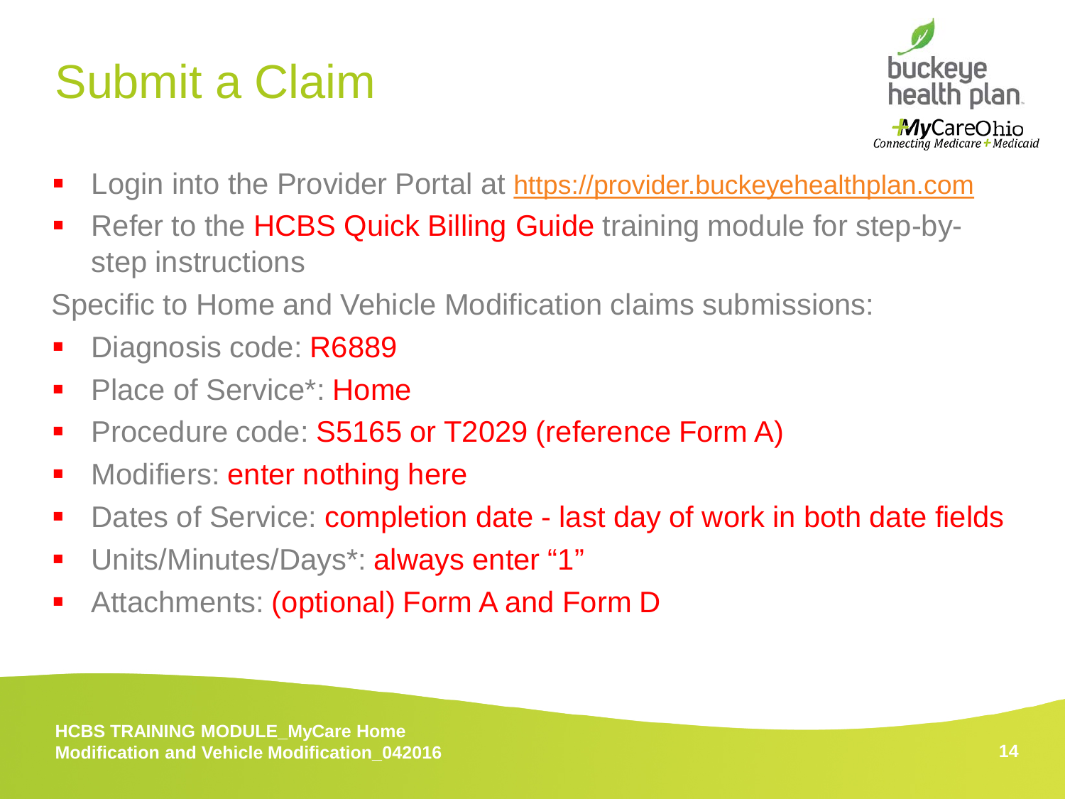# Submit a Claim

- Login into the Provider Portal at https://provider.buckeyehealthplan.com
- Refer to the HCBS Quick Billing Guide training module for step-by-step instructions

Specific to Home and Vehicle Modification claims submissions:

- Diagnosis code: R6889
- Place of Service*: Home
- Procedure code: S5165 or T2029 (reference Form A)
- Modifiers: enter nothing here
- Dates of Service: completion date - last day of work in both date fields
- Units/Minutes/Days*: always enter "1"
- Attachments: (optional) Form A and Form D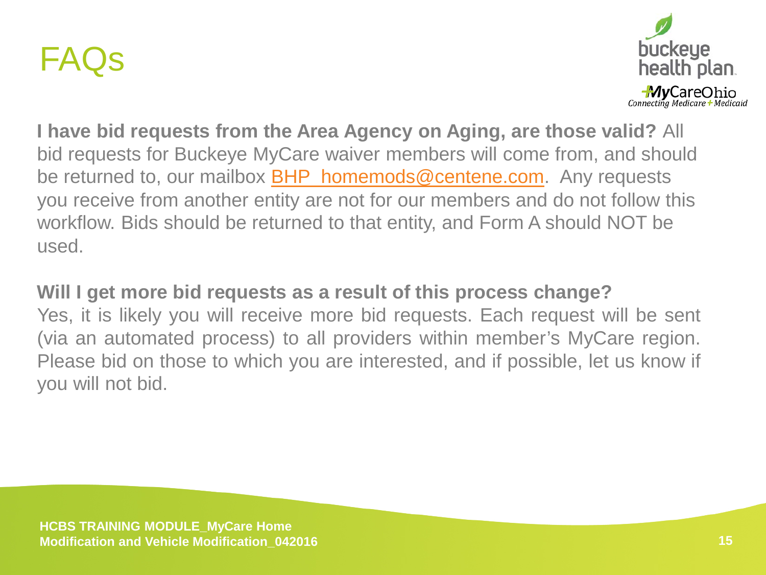# FAQs

**I have bid requests from the Area Agency on Aging, are those valid?** All bid requests for Buckeye MyCare waiver members will come from, and should be returned to, our mailbox BHP_homemods@centene.com. Any requests you receive from another entity are not for our members and do not follow this workflow. Bids should be returned to that entity, and Form A should NOT be used.

**Will I get more bid requests as a result of this process change?**
Yes, it is likely you will receive more bid requests. Each request will be sent (via an automated process) to all providers within member's MyCare region. Please bid on those to which you are interested, and if possible, let us know if you will not bid.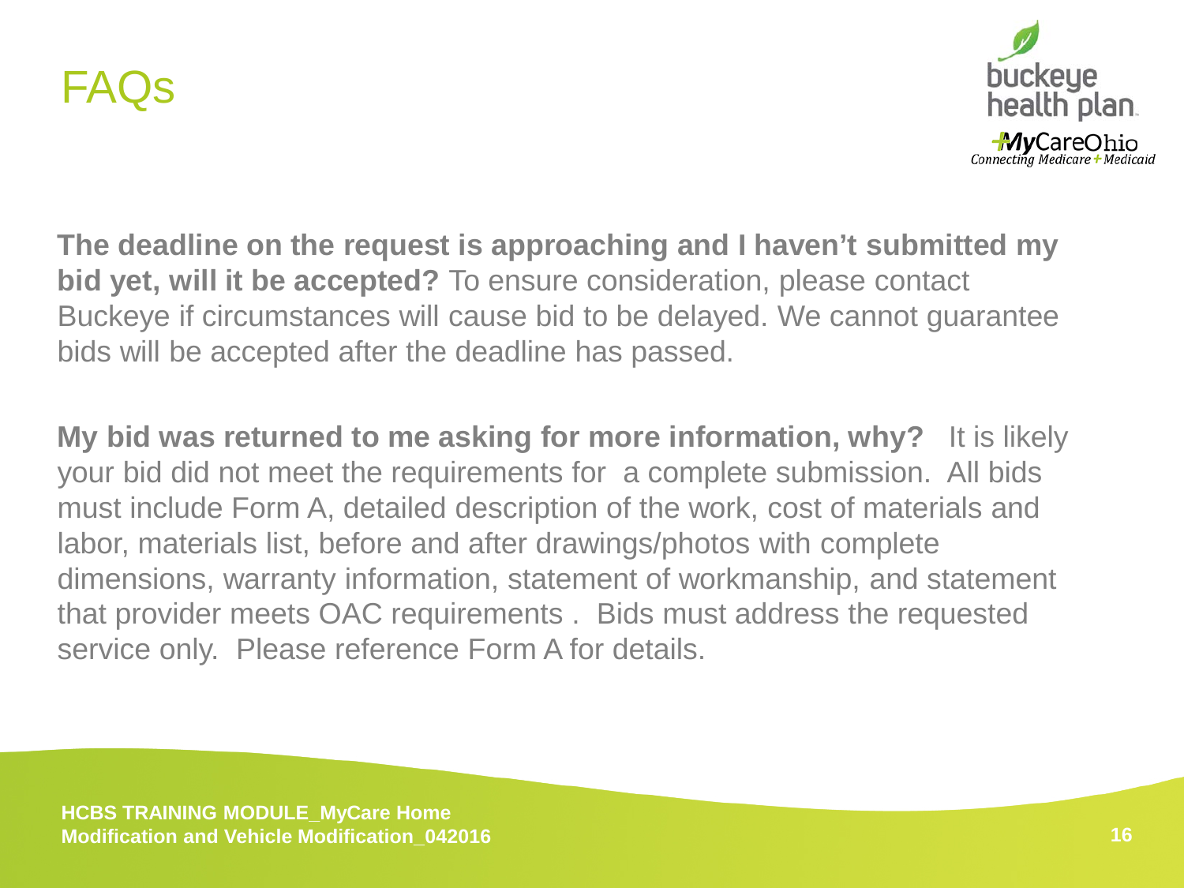# FAQs

**The deadline on the request is approaching and I haven't submitted my bid yet, will it be accepted?** To ensure consideration, please contact Buckeye if circumstances will cause bid to be delayed. We cannot guarantee bids will be accepted after the deadline has passed.

**My bid was returned to me asking for more information, why?** It is likely your bid did not meet the requirements for a complete submission. All bids must include Form A, detailed description of the work, cost of materials and labor, materials list, before and after drawings/photos with complete dimensions, warranty information, statement of workmanship, and statement that provider meets OAC requirements . Bids must address the requested service only. Please reference Form A for details.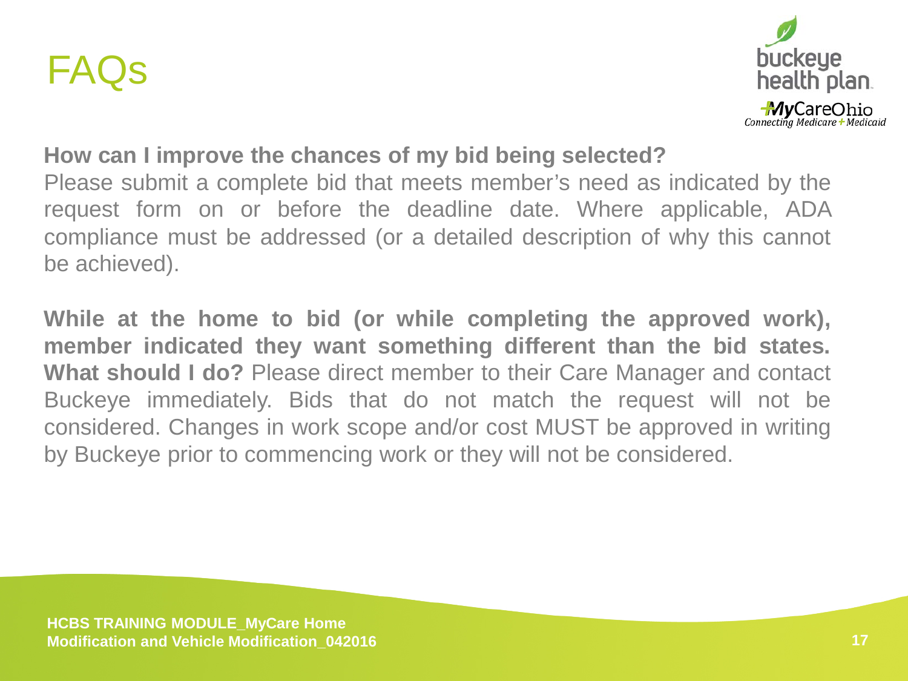# FAQs

**How can I improve the chances of my bid being selected?**
Please submit a complete bid that meets member's need as indicated by the request form on or before the deadline date. Where applicable, ADA compliance must be addressed (or a detailed description of why this cannot be achieved).

**While at the home to bid (or while completing the approved work), member indicated they want something different than the bid states. What should I do?** Please direct member to their Care Manager and contact Buckeye immediately. Bids that do not match the request will not be considered. Changes in work scope and/or cost MUST be approved in writing by Buckeye prior to commencing work or they will not be considered.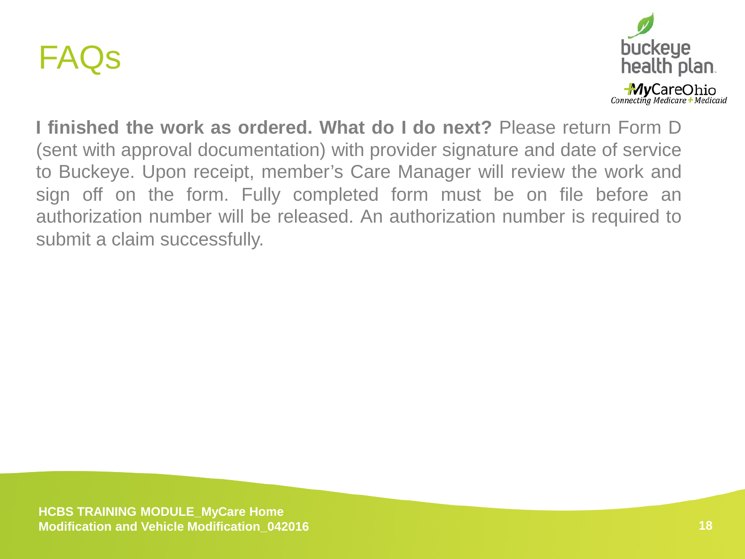# FAQs

**I finished the work as ordered. What do I do next?** Please return Form D (sent with approval documentation) with provider signature and date of service to Buckeye. Upon receipt, member's Care Manager will review the work and sign off on the form. Fully completed form must be on file before an authorization number will be released. An authorization number is required to submit a claim successfully.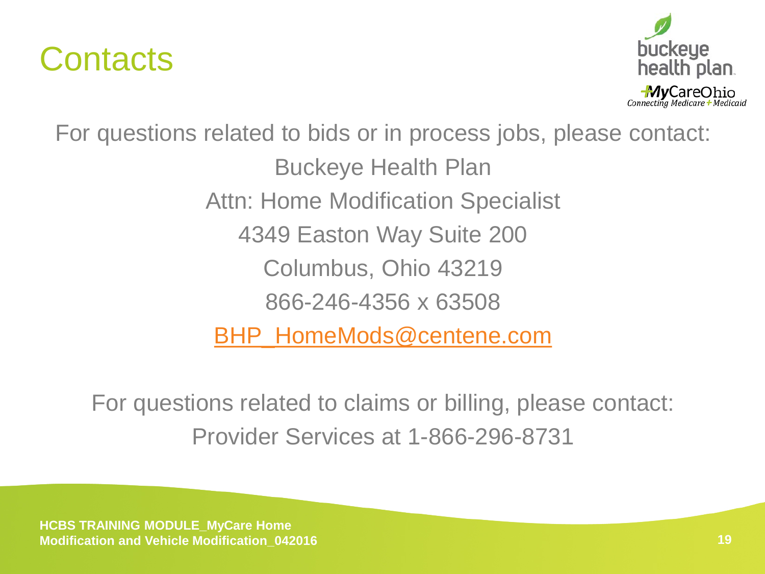# Contacts

For questions related to bids or in process jobs, please contact:

Buckeye Health Plan

Attn: Home Modification Specialist

4349 Easton Way Suite 200

Columbus, Ohio 43219

866-246-4356 x 63508

BHP_HomeMods@centene.com

For questions related to claims or billing, please contact:

Provider Services at 1-866-296-8731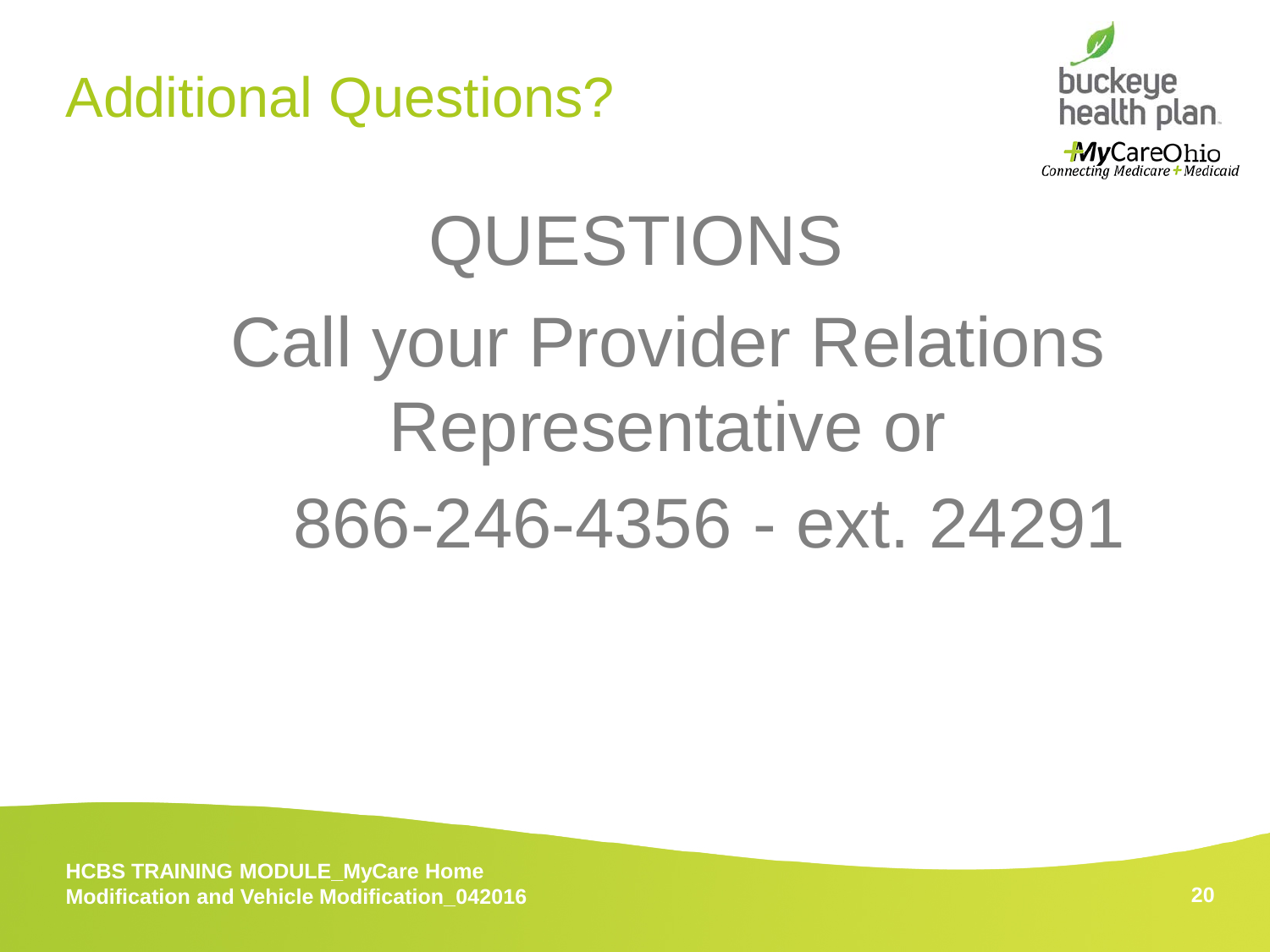# Additional Questions?

QUESTIONS

Call your Provider Relations Representative or

866-246-4356 - ext. 24291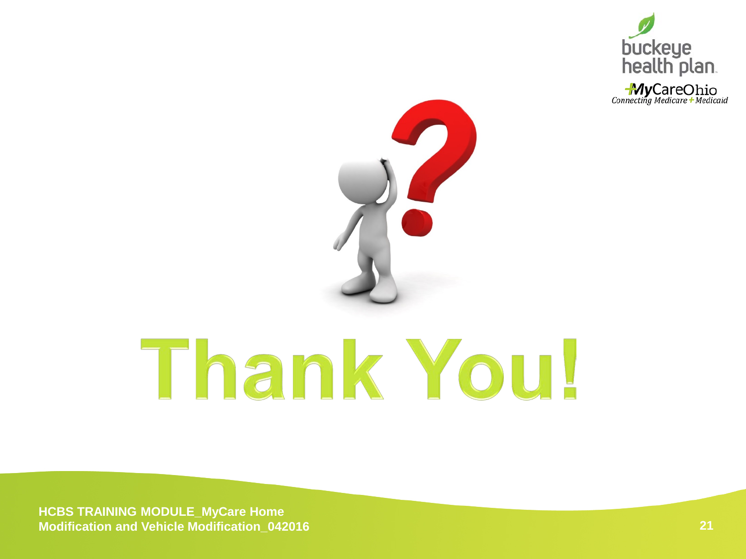# Thank You!